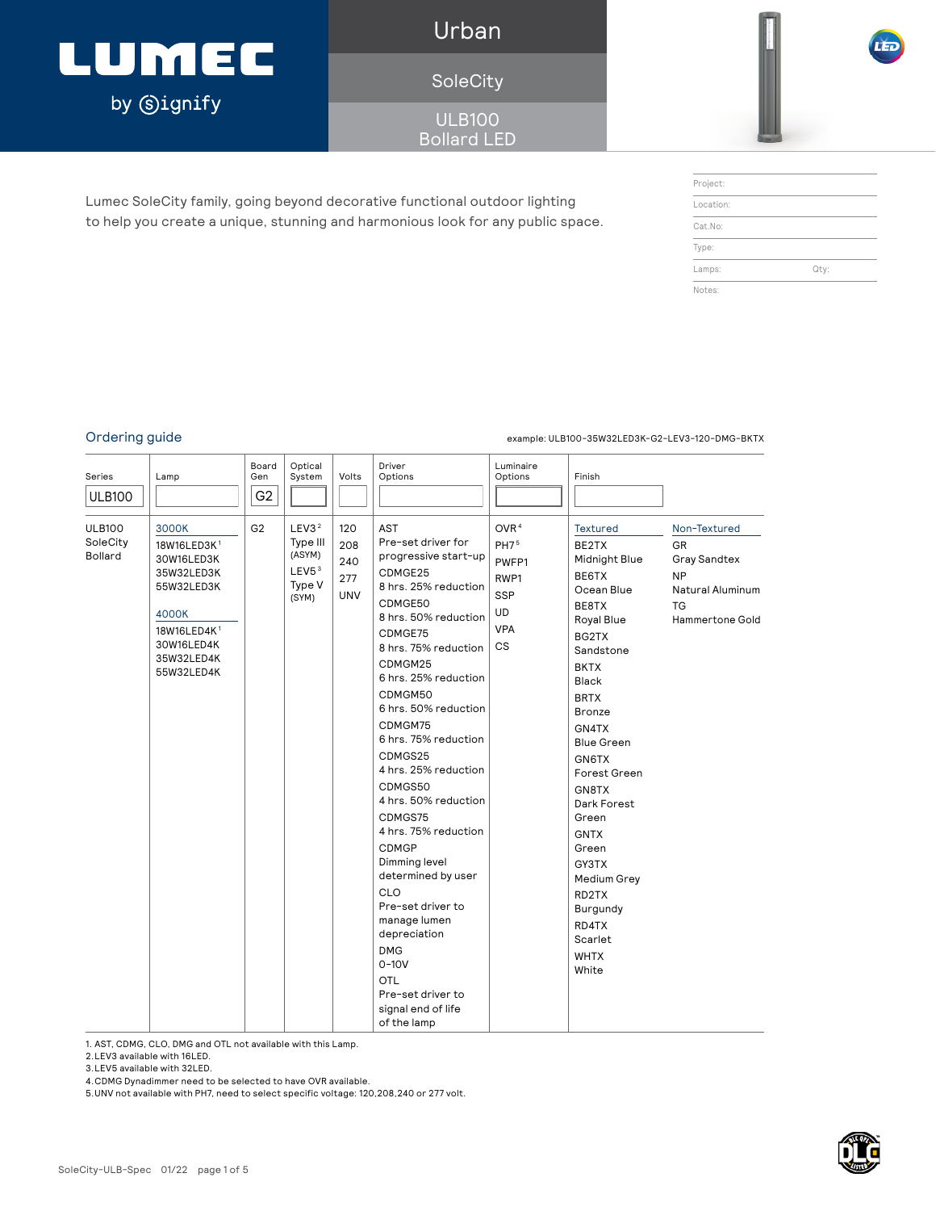# LUMEC by Signify

## Urban

## SoleCity

## ULB100 Bollard LED

| Project: | |
|---|---|
| Location: | |
| Cat.No: | |
| Type: | |
| Lamps: | Qty: |
| Notes: | |

Lumec SoleCity family, going beyond decorative functional outdoor lighting to help you create a unique, stunning and harmonious look for any public space.

## Ordering guide

example: ULB100-35W32LED3K-G2-LEV3-120-DMG-BKTX

| Series | Lamp | Board Gen | Optical System | Volts | Driver Options | Luminaire Options | Finish | |
|---|---|---|---|---|---|---|---|---|
| ULB100 | | G2 | | | | | | |
| ULB100<br>SoleCity<br>Bollard | **3000K**<br>18W16LED3K[1]<br>30W16LED3K<br>35W32LED3K<br>55W32LED3K<br><br>**4000K**<br>18W16LED4K[1]<br>30W16LED4K<br>35W32LED4K<br>55W32LED4K | G2 | LEV3[2]<br>Type III (ASYM)<br>LEV5[3]<br>Type V (SYM) | 120<br>208<br>240<br>277<br>UNV | AST<br>Pre-set driver for progressive start-up<br>CDMGE25<br>8 hrs. 25% reduction<br>CDMGE50<br>8 hrs. 50% reduction<br>CDMGE75<br>8 hrs. 75% reduction<br>CDMGM25<br>6 hrs. 25% reduction<br>CDMGM50<br>6 hrs. 50% reduction<br>CDMGM75<br>6 hrs. 75% reduction<br>CDMGS25<br>4 hrs. 25% reduction<br>CDMGS50<br>4 hrs. 50% reduction<br>CDMGS75<br>4 hrs. 75% reduction<br>CDMGP<br>Dimming level determined by user<br>CLO<br>Pre-set driver to manage lumen depreciation<br>DMG<br>0-10V<br>OTL<br>Pre-set driver to signal end of life of the lamp | OVR[4]<br>PH7[5]<br>PWFP1<br>RWP1<br>SSP<br>UD<br>VPA<br>CS | **Textured**<br>BE2TX<br>Midnight Blue<br>BE6TX<br>Ocean Blue<br>BE8TX<br>Royal Blue<br>BG2TX<br>Sandstone<br>BKTX<br>Black<br>BRTX<br>Bronze<br>GN4TX<br>Blue Green<br>GN6TX<br>Forest Green<br>GN8TX<br>Dark Forest Green<br>GNTX<br>Green<br>GY3TX<br>Medium Grey<br>RD2TX<br>Burgundy<br>RD4TX<br>Scarlet<br>WHTX<br>White | **Non-Textured**<br>GR<br>Gray Sandstex<br>NP<br>Natural Aluminum<br>TG<br>Hammertone Gold |

1. AST, CDMG, CLO, DMG and OTL not available with this Lamp.
2. LEV3 available with 16LED.
3. LEV5 available with 32LED.
4. CDMG Dynadimmer need to be selected to have OVR available.
5. UNV not available with PH7, need to select specific voltage: 120,208,240 or 277 volt.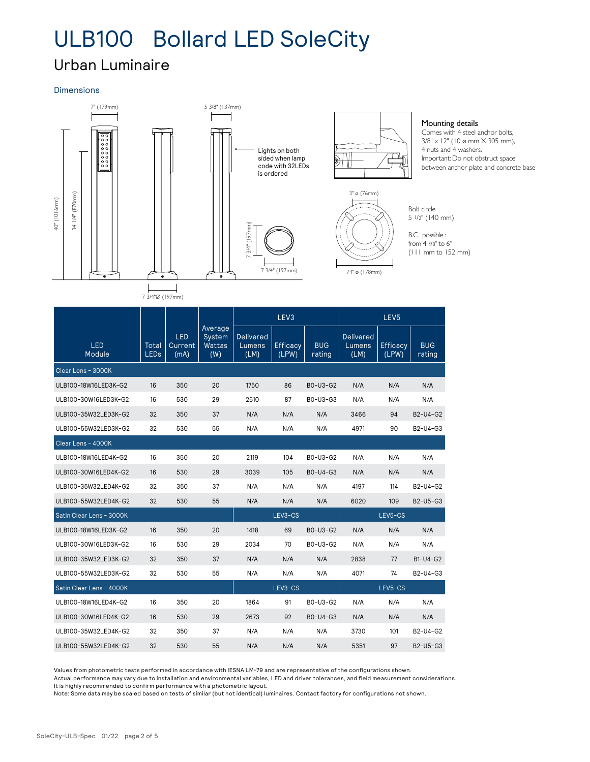# ULB100 Bollard LED SoleCity

## Urban Luminaire

### Dimensions

7" (179mm)

5 3/8" (137mm)

40" (1016mm)

34 1/4" (870mm)

Lights on both sided when lamp code with 32LEDs is ordered

7 3/4" (197mm)

7 3/4" (197mm)

7 3/4"Ø (197mm)

**Mounting details**

Comes with 4 steel anchor bolts, 3/8" x 12" (10 ø mm X 305 mm), 4 nuts and 4 washers.
Important: Do not obstruct space between anchor plate and concrete base

3" ø (76mm)

74" ø (178mm)

Bolt circle
5 1/2" (140 mm)

B.C. possible :
from 4 3/8" to 6"
(111 mm to 152 mm)

| LED Module | Total LEDs | LED Current (mA) | Average System Wattas (W) | LEV3 | | | LEV5 | | |
|---|---|---|---|---|---|---|---|---|---|
| | | | | Delivered Lumens (LM) | Efficacy (LPW) | BUG rating | Delivered Lumens (LM) | Efficacy (LPW) | BUG rating |
| **Clear Lens - 3000K** | | | | | | | | | |
| ULB100-18W16LED3K-G2 | 16 | 350 | 20 | 1750 | 86 | B0-U3-G2 | N/A | N/A | N/A |
| ULB100-30W16LED3K-G2 | 16 | 530 | 29 | 2510 | 87 | B0-U3-G3 | N/A | N/A | N/A |
| ULB100-35W32LED3K-G2 | 32 | 350 | 37 | N/A | N/A | N/A | 3466 | 94 | B2-U4-G2 |
| ULB100-55W32LED3K-G2 | 32 | 530 | 55 | N/A | N/A | N/A | 4971 | 90 | B2-U4-G3 |
| **Clear Lens - 4000K** | | | | | | | | | |
| ULB100-18W16LED4K-G2 | 16 | 350 | 20 | 2119 | 104 | B0-U3-G2 | N/A | N/A | N/A |
| ULB100-30W16LED4K-G2 | 16 | 530 | 29 | 3039 | 105 | B0-U4-G3 | N/A | N/A | N/A |
| ULB100-35W32LED4K-G2 | 32 | 350 | 37 | N/A | N/A | N/A | 4197 | 114 | B2-U4-G2 |
| ULB100-55W32LED4K-G2 | 32 | 530 | 55 | N/A | N/A | N/A | 6020 | 109 | B2-U5-G3 |
| **Satin Clear Lens - 3000K** | | | | LEV3-CS | | | LEV5-CS | | |
| ULB100-18W16LED3K-G2 | 16 | 350 | 20 | 1418 | 69 | B0-U3-G2 | N/A | N/A | N/A |
| ULB100-30W16LED3K-G2 | 16 | 530 | 29 | 2034 | 70 | B0-U3-G2 | N/A | N/A | N/A |
| ULB100-35W32LED3K-G2 | 32 | 350 | 37 | N/A | N/A | N/A | 2838 | 77 | B1-U4-G2 |
| ULB100-55W32LED3K-G2 | 32 | 530 | 55 | N/A | N/A | N/A | 4071 | 74 | B2-U4-G3 |
| **Satin Clear Lens - 4000K** | | | | LEV3-CS | | | LEV5-CS | | |
| ULB100-18W16LED4K-G2 | 16 | 350 | 20 | 1864 | 91 | B0-U3-G2 | N/A | N/A | N/A |
| ULB100-30W16LED4K-G2 | 16 | 530 | 29 | 2673 | 92 | B0-U4-G3 | N/A | N/A | N/A |
| ULB100-35W32LED4K-G2 | 32 | 350 | 37 | N/A | N/A | N/A | 3730 | 101 | B2-U4-G2 |
| ULB100-55W32LED4K-G2 | 32 | 530 | 55 | N/A | N/A | N/A | 5351 | 97 | B2-U5-G3 |

Values from photometric tests performed in accordance with IESNA LM-79 and are representative of the configurations shown.
Actual performance may vary due to installation and environmental variables, LED and driver tolerances, and field measurement considerations.
It is highly recommended to confirm performance with a photometric layout.
Note: Some data may be scaled based on tests of similar (but not identical) luminaires. Contact factory for configurations not shown.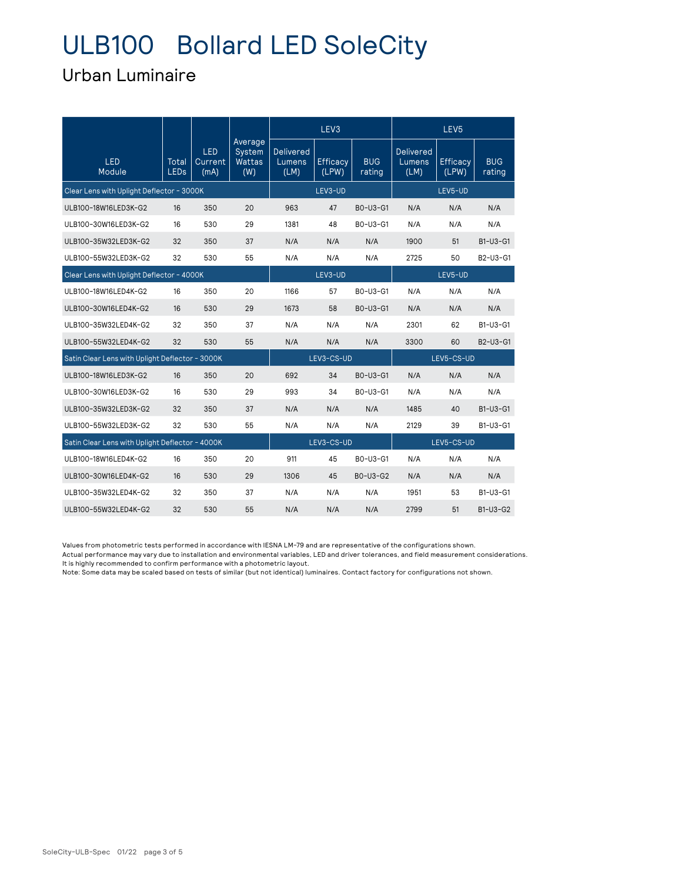# ULB100 Bollard LED SoleCity

## Urban Luminaire

| LED Module | Total LEDs | LED Current (mA) | Average System Wattas (W) | LEV3 | | | LEV5 | | |
|---|---|---|---|---|---|---|---|---|---|
| | | | | Delivered Lumens (LM) | Efficacy (LPW) | BUG rating | Delivered Lumens (LM) | Efficacy (LPW) | BUG rating |
| Clear Lens with Uplight Deflector - 3000K | | | | LEV3-UD | | | LEV5-UD | | |
| ULB100-18W16LED3K-G2 | 16 | 350 | 20 | 963 | 47 | B0-U3-G1 | N/A | N/A | N/A |
| ULB100-30W16LED3K-G2 | 16 | 530 | 29 | 1381 | 48 | B0-U3-G1 | N/A | N/A | N/A |
| ULB100-35W32LED3K-G2 | 32 | 350 | 37 | N/A | N/A | N/A | 1900 | 51 | B1-U3-G1 |
| ULB100-55W32LED3K-G2 | 32 | 530 | 55 | N/A | N/A | N/A | 2725 | 50 | B2-U3-G1 |
| Clear Lens with Uplight Deflector - 4000K | | | | LEV3-UD | | | LEV5-UD | | |
| ULB100-18W16LED4K-G2 | 16 | 350 | 20 | 1166 | 57 | B0-U3-G1 | N/A | N/A | N/A |
| ULB100-30W16LED4K-G2 | 16 | 530 | 29 | 1673 | 58 | B0-U3-G1 | N/A | N/A | N/A |
| ULB100-35W32LED4K-G2 | 32 | 350 | 37 | N/A | N/A | N/A | 2301 | 62 | B1-U3-G1 |
| ULB100-55W32LED4K-G2 | 32 | 530 | 55 | N/A | N/A | N/A | 3300 | 60 | B2-U3-G1 |
| Satin Clear Lens with Uplight Deflector - 3000K | | | | LEV3-CS-UD | | | LEV5-CS-UD | | |
| ULB100-18W16LED3K-G2 | 16 | 350 | 20 | 692 | 34 | B0-U3-G1 | N/A | N/A | N/A |
| ULB100-30W16LED3K-G2 | 16 | 530 | 29 | 993 | 34 | B0-U3-G1 | N/A | N/A | N/A |
| ULB100-35W32LED3K-G2 | 32 | 350 | 37 | N/A | N/A | N/A | 1485 | 40 | B1-U3-G1 |
| ULB100-55W32LED3K-G2 | 32 | 530 | 55 | N/A | N/A | N/A | 2129 | 39 | B1-U3-G1 |
| Satin Clear Lens with Uplight Deflector - 4000K | | | | LEV3-CS-UD | | | LEV5-CS-UD | | |
| ULB100-18W16LED4K-G2 | 16 | 350 | 20 | 911 | 45 | B0-U3-G1 | N/A | N/A | N/A |
| ULB100-30W16LED4K-G2 | 16 | 530 | 29 | 1306 | 45 | B0-U3-G2 | N/A | N/A | N/A |
| ULB100-35W32LED4K-G2 | 32 | 350 | 37 | N/A | N/A | N/A | 1951 | 53 | B1-U3-G1 |
| ULB100-55W32LED4K-G2 | 32 | 530 | 55 | N/A | N/A | N/A | 2799 | 51 | B1-U3-G2 |

Values from photometric tests performed in accordance with IESNA LM-79 and are representative of the configurations shown.
Actual performance may vary due to installation and environmental variables, LED and driver tolerances, and field measurement considerations.
It is highly recommended to confirm performance with a photometric layout.
Note: Some data may be scaled based on tests of similar (but not identical) luminaires. Contact factory for configurations not shown.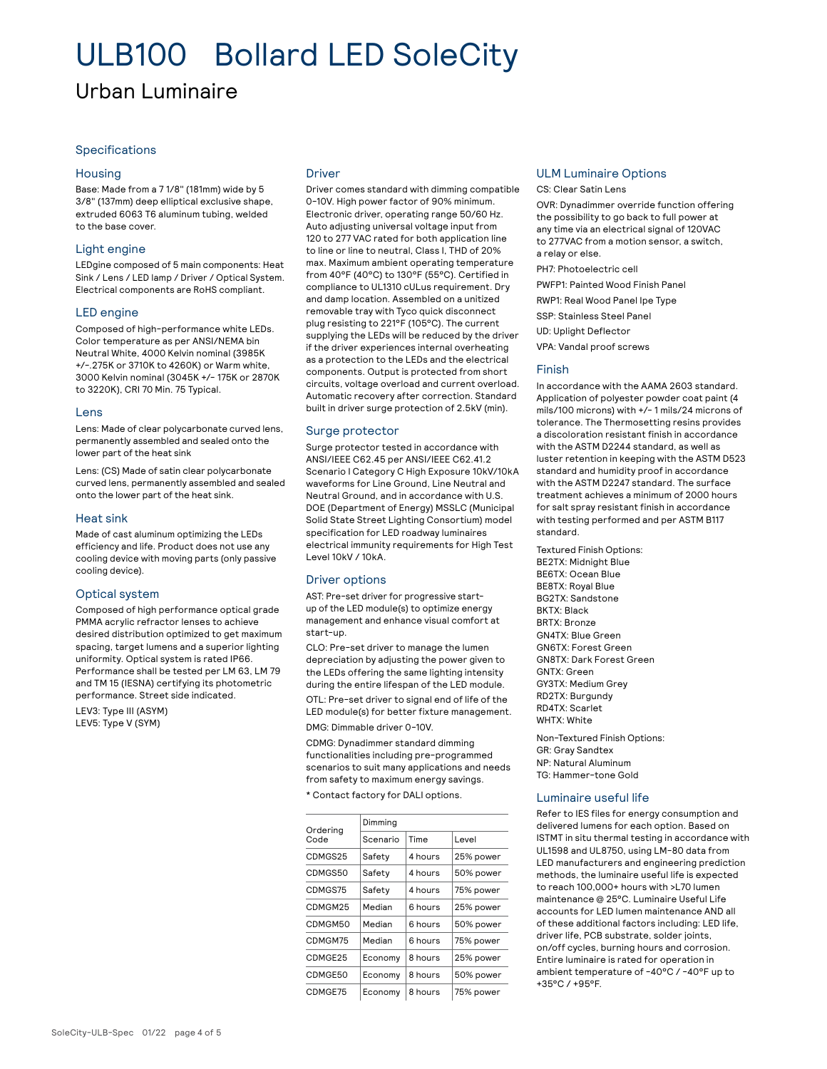# ULB100 Bollard LED SoleCity

## Urban Luminaire

### Specifications

#### Housing

Base: Made from a 7 1/8" (181mm) wide by 5 3/8" (137mm) deep elliptical exclusive shape, extruded 6063 T6 aluminum tubing, welded to the base cover.

#### Light engine

LEDgine composed of 5 main components: Heat Sink / Lens / LED lamp / Driver / Optical System. Electrical components are RoHS compliant.

#### LED engine

Composed of high-performance white LEDs. Color temperature as per ANSI/NEMA bin Neutral White, 4000 Kelvin nominal (3985K +/-.275K or 3710K to 4260K) or Warm white, 3000 Kelvin nominal (3045K +/- 175K or 2870K to 3220K), CRI 70 Min. 75 Typical.

#### Lens

Lens: Made of clear polycarbonate curved lens, permanently assembled and sealed onto the lower part of the heat sink

Lens: (CS) Made of satin clear polycarbonate curved lens, permanently assembled and sealed onto the lower part of the heat sink.

#### Heat sink

Made of cast aluminum optimizing the LEDs efficiency and life. Product does not use any cooling device with moving parts (only passive cooling device).

#### Optical system

Composed of high performance optical grade PMMA acrylic refractor lenses to achieve desired distribution optimized to get maximum spacing, target lumens and a superior lighting uniformity. Optical system is rated IP66. Performance shall be tested per LM 63, LM 79 and TM 15 (IESNA) certifying its photometric performance. Street side indicated.

LEV3: Type III (ASYM)
LEV5: Type V (SYM)

#### Driver

Driver comes standard with dimming compatible 0-10V. High power factor of 90% minimum. Electronic driver, operating range 50/60 Hz. Auto adjusting universal voltage input from 120 to 277 VAC rated for both application line to line or line to neutral, Class I, THD of 20% max. Maximum ambient operating temperature from 40°F (40°C) to 130°F (55°C). Certified in compliance to UL1310 cULus requirement. Dry and damp location. Assembled on a unitized removable tray with Tyco quick disconnect plug resisting to 221°F (105°C). The current supplying the LEDs will be reduced by the driver if the driver experiences internal overheating as a protection to the LEDs and the electrical components. Output is protected from short circuits, voltage overload and current overload. Automatic recovery after correction. Standard built in driver surge protection of 2.5kV (min).

#### Surge protector

Surge protector tested in accordance with ANSI/IEEE C62.45 per ANSI/IEEE C62.41.2 Scenario I Category C High Exposure 10kV/10kA waveforms for Line Ground, Line Neutral and Neutral Ground, and in accordance with U.S. DOE (Department of Energy) MSSLC (Municipal Solid State Street Lighting Consortium) model specification for LED roadway luminaires electrical immunity requirements for High Test Level 10kV / 10kA.

#### Driver options

AST: Pre-set driver for progressive start-up of the LED module(s) to optimize energy management and enhance visual comfort at start-up.

CLO: Pre-set driver to manage the lumen depreciation by adjusting the power given to the LEDs offering the same lighting intensity during the entire lifespan of the LED module.

OTL: Pre-set driver to signal end of life of the LED module(s) for better fixture management.

DMG: Dimmable driver 0-10V.

CDMG: Dynadimmer standard dimming functionalities including pre-programmed scenarios to suit many applications and needs from safety to maximum energy savings.

* Contact factory for DALI options.

| Ordering Code | Dimming | | |
|---|---|---|---|
| | Scenario | Time | Level |
| CDMGS25 | Safety | 4 hours | 25% power |
| CDMGS50 | Safety | 4 hours | 50% power |
| CDMGS75 | Safety | 4 hours | 75% power |
| CDMGM25 | Median | 6 hours | 25% power |
| CDMGM50 | Median | 6 hours | 50% power |
| CDMGM75 | Median | 6 hours | 75% power |
| CDMGE25 | Economy | 8 hours | 25% power |
| CDMGE50 | Economy | 8 hours | 50% power |
| CDMGE75 | Economy | 8 hours | 75% power |

#### ULM Luminaire Options

CS: Clear Satin Lens

OVR: Dynadimmer override function offering the possibility to go back to full power at any time via an electrical signal of 120VAC to 277VAC from a motion sensor, a switch, a relay or else.

PH7: Photoelectric cell

PWFP1: Painted Wood Finish Panel

RWP1: Real Wood Panel Ipe Type

SSP: Stainless Steel Panel

UD: Uplight Deflector

VPA: Vandal proof screws

#### Finish

In accordance with the AAMA 2603 standard. Application of polyester powder coat paint (4 mils/100 microns) with +/- 1 mils/24 microns of tolerance. The Thermosetting resins provides a discoloration resistant finish in accordance with the ASTM D2244 standard, as well as luster retention in keeping with the ASTM D523 standard and humidity proof in accordance with the ASTM D2247 standard. The surface treatment achieves a minimum of 2000 hours for salt spray resistant finish in accordance with testing performed and per ASTM B117 standard.

Textured Finish Options:
BE2TX: Midnight Blue
BE6TX: Ocean Blue
BE8TX: Royal Blue
BG2TX: Sandstone
BKTX: Black
BRTX: Bronze
GN4TX: Blue Green
GN6TX: Forest Green
GN8TX: Dark Forest Green
GNTX: Green
GY3TX: Medium Grey
RD2TX: Burgundy
RD4TX: Scarlet
WHTX: White

Non-Textured Finish Options:
GR: Gray Sandtex
NP: Natural Aluminum
TG: Hammer-tone Gold

#### Luminaire useful life

Refer to IES files for energy consumption and delivered lumens for each option. Based on ISTMT in situ thermal testing in accordance with UL1598 and UL8750, using LM-80 data from LED manufacturers and engineering prediction methods, the luminaire useful life is expected to reach 100,000+ hours with >L70 lumen maintenance @ 25°C. Luminaire Useful Life accounts for LED lumen maintenance AND all of these additional factors including: LED life, driver life, PCB substrate, solder joints, on/off cycles, burning hours and corrosion. Entire luminaire is rated for operation in ambient temperature of -40°C / -40°F up to +35°C / +95°F.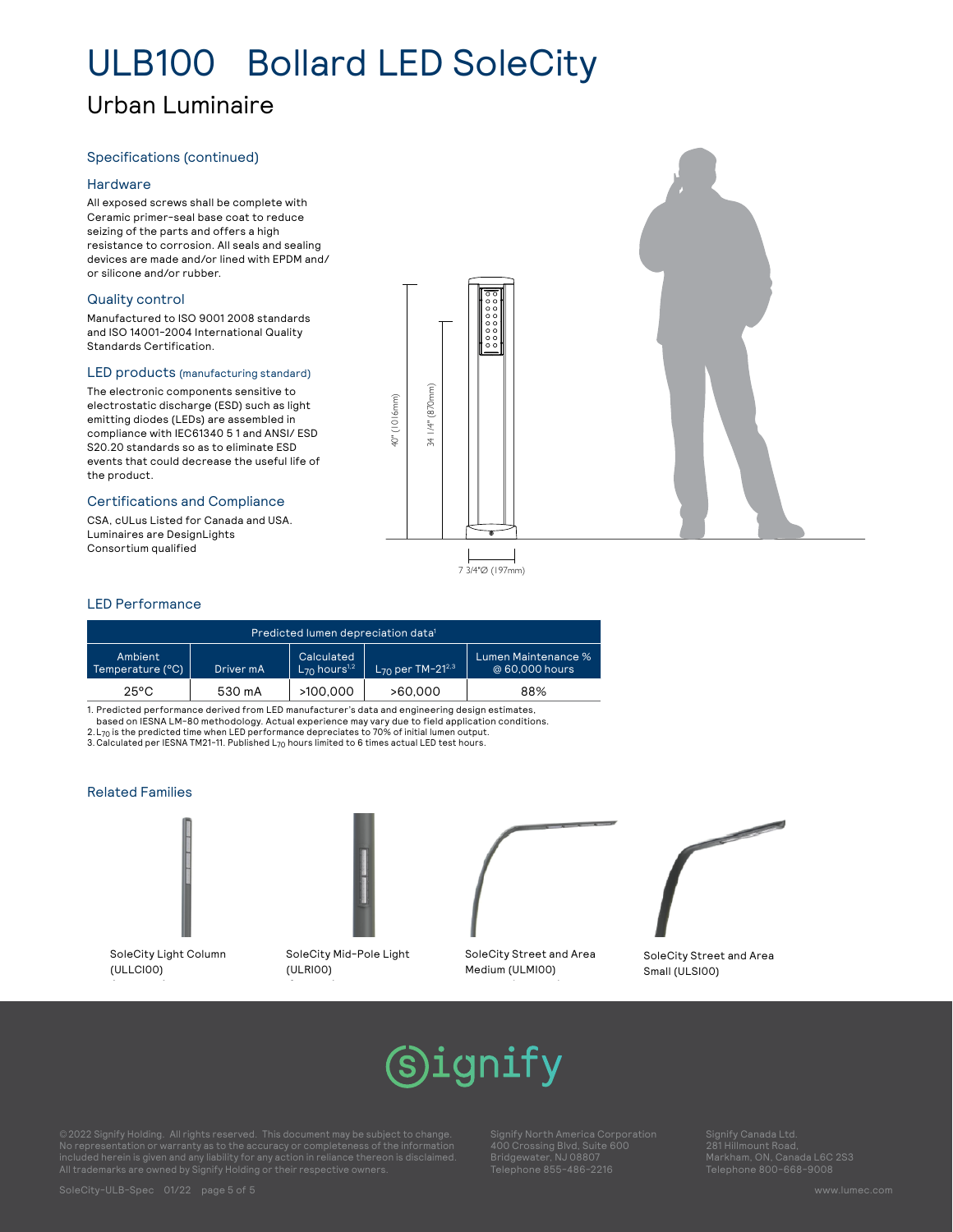# ULB100 Bollard LED SoleCity

## Urban Luminaire

### Specifications (continued)

#### Hardware

All exposed screws shall be complete with Ceramic primer-seal base coat to reduce seizing of the parts and offers a high resistance to corrosion. All seals and sealing devices are made and/or lined with EPDM and/ or silicone and/or rubber.

#### Quality control

Manufactured to ISO 9001 2008 standards and ISO 14001-2004 International Quality Standards Certification.

#### LED products (manufacturing standard)

The electronic components sensitive to electrostatic discharge (ESD) such as light emitting diodes (LEDs) are assembled in compliance with IEC61340 5 1 and ANSI/ ESD S20.20 standards so as to eliminate ESD events that could decrease the useful life of the product.

#### Certifications and Compliance

CSA, cULus Listed for Canada and USA. Luminaires are DesignLights Consortium qualified

40" (1016mm)
34 1/4" (870mm)
7 3/4"Ø (197mm)

### LED Performance

| Predicted lumen depreciation data[1] | | | | |
|---|---|---|---|---|
| Ambient Temperature (°C) | Driver mA | Calculated $L_{70}$ hours[1,2] | $L_{70}$ per TM-21[2,3] | Lumen Maintenance % @ 60,000 hours |
| 25°C | 530 mA | >100,000 | >60,000 | 88% |

1. Predicted performance derived from LED manufacturer's data and engineering design estimates, based on IESNA LM-80 methodology. Actual experience may vary due to field application conditions.
2. $L_{70}$ is the predicted time when LED performance depreciates to 70% of initial lumen output.
3. Calculated per IESNA TM21-11. Published $L_{70}$ hours limited to 6 times actual LED test hours.

### Related Families

SoleCity Light Column (ULLCI00)

SoleCity Mid-Pole Light (ULRI00)

SoleCity Street and Area Medium (ULMI00)

SoleCity Street and Area Small (ULSI00)

Signify

© 2022 Signify Holding. All rights reserved. This document may be subject to change. No representation or warranty as to the accuracy or completeness of the information included herein is given and any liability for any action in reliance thereon is disclaimed. All trademarks are owned by Signify Holding or their respective owners.

Signify North America Corporation
400 Crossing Blvd, Suite 600
Bridgewater, NJ 08807
Telephone 855-486-2216

Signify Canada Ltd.
281 Hillmount Road,
Markham, ON, Canada L6C 2S3
Telephone 800-668-9008

SoleCity-ULB-Spec 01/22

www.lumec.com